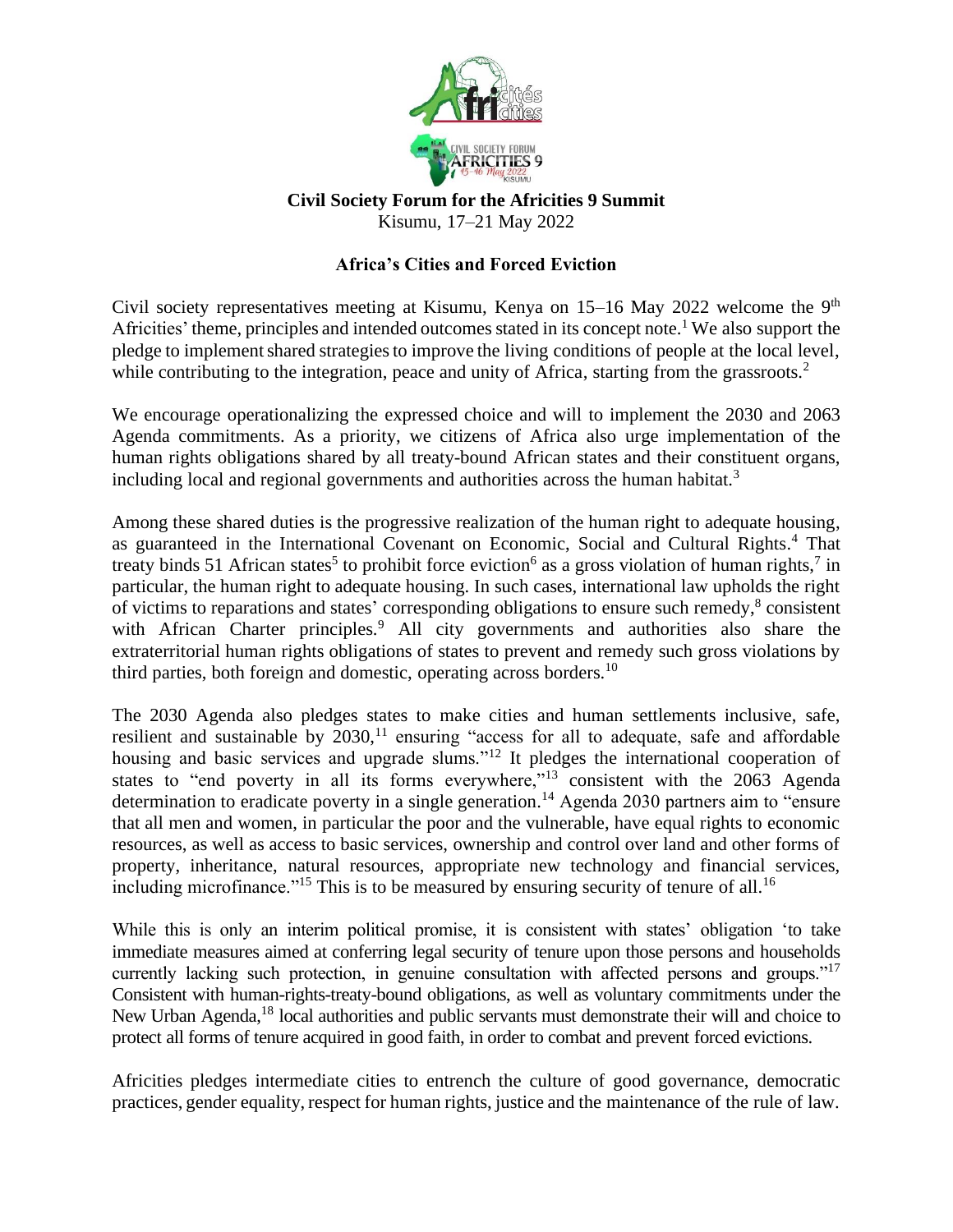**Civil Society Forum for the Africities 9 Summit**
Kisumu, 17–21 May 2022

## Africa's Cities and Forced Eviction

Civil society representatives meeting at Kisumu, Kenya on 15–16 May 2022 welcome the 9th Africities' theme, principles and intended outcomes stated in its concept note.[1] We also support the pledge to implement shared strategies to improve the living conditions of people at the local level, while contributing to the integration, peace and unity of Africa, starting from the grassroots.[2]

We encourage operationalizing the expressed choice and will to implement the 2030 and 2063 Agenda commitments. As a priority, we citizens of Africa also urge implementation of the human rights obligations shared by all treaty-bound African states and their constituent organs, including local and regional governments and authorities across the human habitat.[3]

Among these shared duties is the progressive realization of the human right to adequate housing, as guaranteed in the International Covenant on Economic, Social and Cultural Rights.[4] That treaty binds 51 African states[5] to prohibit force eviction[6] as a gross violation of human rights,[7] in particular, the human right to adequate housing. In such cases, international law upholds the right of victims to reparations and states' corresponding obligations to ensure such remedy,[8] consistent with African Charter principles.[9] All city governments and authorities also share the extraterritorial human rights obligations of states to prevent and remedy such gross violations by third parties, both foreign and domestic, operating across borders.[10]

The 2030 Agenda also pledges states to make cities and human settlements inclusive, safe, resilient and sustainable by 2030,[11] ensuring "access for all to adequate, safe and affordable housing and basic services and upgrade slums."[12] It pledges the international cooperation of states to "end poverty in all its forms everywhere,"[13] consistent with the 2063 Agenda determination to eradicate poverty in a single generation.[14] Agenda 2030 partners aim to "ensure that all men and women, in particular the poor and the vulnerable, have equal rights to economic resources, as well as access to basic services, ownership and control over land and other forms of property, inheritance, natural resources, appropriate new technology and financial services, including microfinance."[15] This is to be measured by ensuring security of tenure of all.[16]

While this is only an interim political promise, it is consistent with states' obligation 'to take immediate measures aimed at conferring legal security of tenure upon those persons and households currently lacking such protection, in genuine consultation with affected persons and groups."[17] Consistent with human-rights-treaty-bound obligations, as well as voluntary commitments under the New Urban Agenda,[18] local authorities and public servants must demonstrate their will and choice to protect all forms of tenure acquired in good faith, in order to combat and prevent forced evictions.

Africities pledges intermediate cities to entrench the culture of good governance, democratic practices, gender equality, respect for human rights, justice and the maintenance of the rule of law.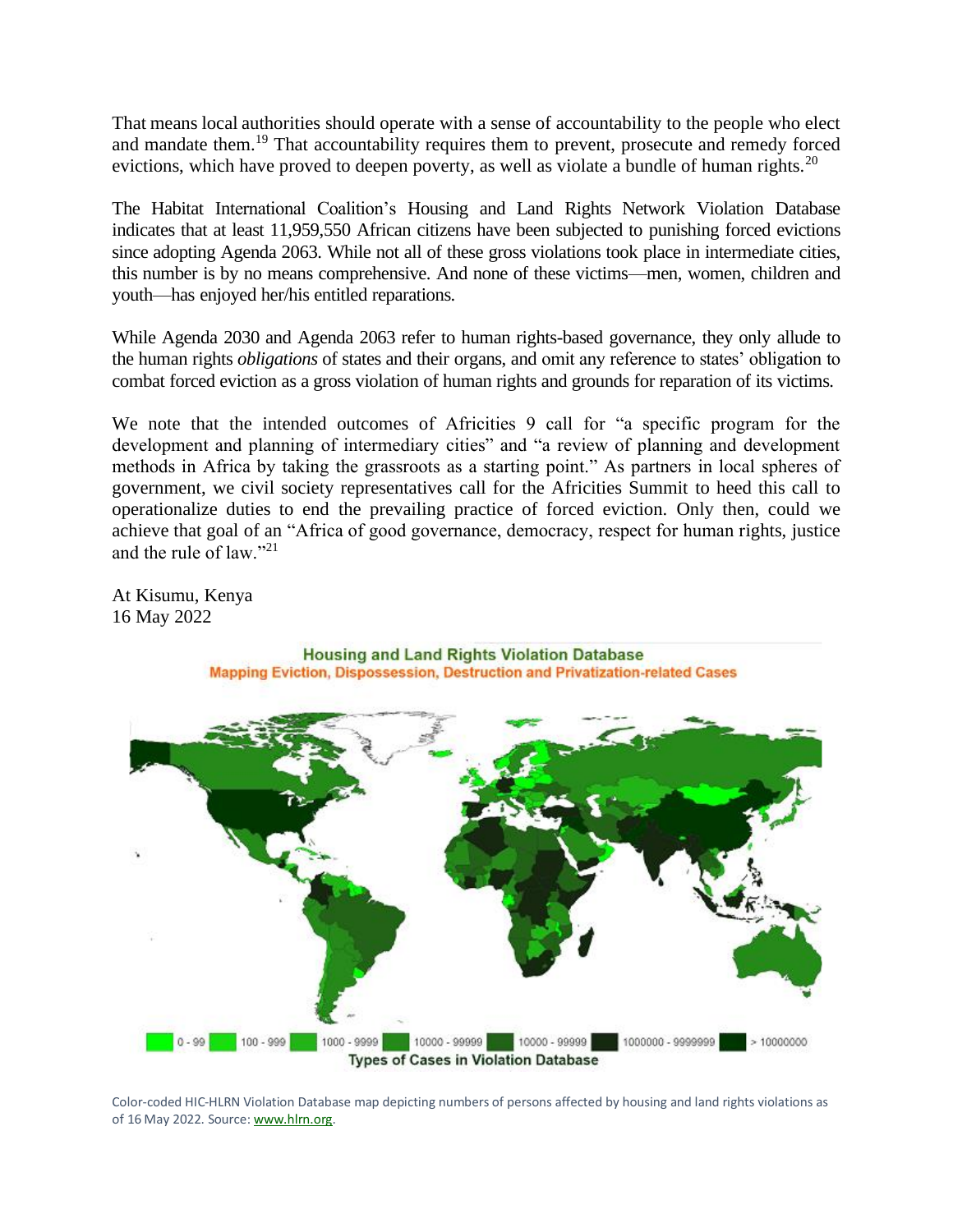That means local authorities should operate with a sense of accountability to the people who elect and mandate them.[19] That accountability requires them to prevent, prosecute and remedy forced evictions, which have proved to deepen poverty, as well as violate a bundle of human rights.[20]

The Habitat International Coalition's Housing and Land Rights Network Violation Database indicates that at least 11,959,550 African citizens have been subjected to punishing forced evictions since adopting Agenda 2063. While not all of these gross violations took place in intermediate cities, this number is by no means comprehensive. And none of these victims—men, women, children and youth—has enjoyed her/his entitled reparations.

While Agenda 2030 and Agenda 2063 refer to human rights-based governance, they only allude to the human rights *obligations* of states and their organs, and omit any reference to states' obligation to combat forced eviction as a gross violation of human rights and grounds for reparation of its victims.

We note that the intended outcomes of Africities 9 call for "a specific program for the development and planning of intermediary cities" and "a review of planning and development methods in Africa by taking the grassroots as a starting point." As partners in local spheres of government, we civil society representatives call for the Africities Summit to heed this call to operationalize duties to end the prevailing practice of forced eviction. Only then, could we achieve that goal of an "Africa of good governance, democracy, respect for human rights, justice and the rule of law."[21]

At Kisumu, Kenya
16 May 2022

**Housing and Land Rights Violation Database**
Mapping Eviction, Dispossession, Destruction and Privatization-related Cases

0 - 99 | 100 - 999 | 1000 - 9999 | 10000 - 99999 | 10000 - 99999 | 1000000 - 9999999 | > 10000000

Types of Cases in Violation Database

Color-coded HIC-HLRN Violation Database map depicting numbers of persons affected by housing and land rights violations as of 16 May 2022. Source: www.hlrn.org.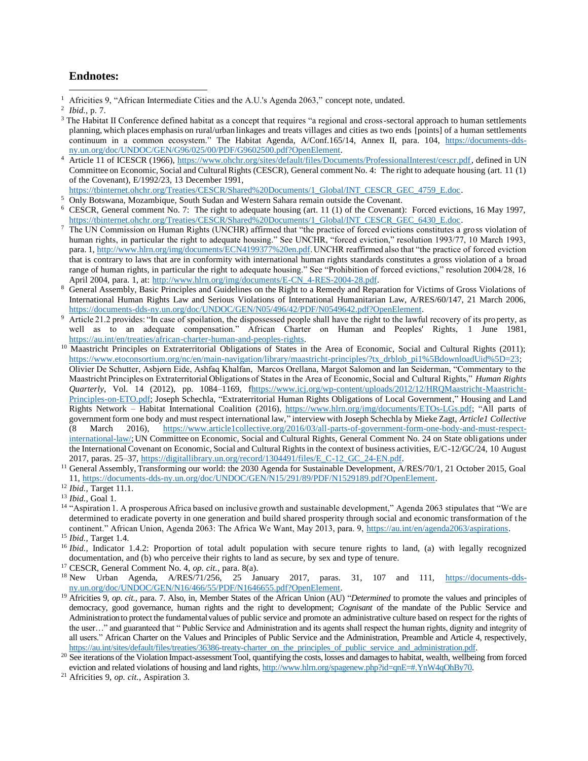# Endnotes:

[1] Africities 9, "African Intermediate Cities and the A.U.'s Agenda 2063," concept note, undated.

[2] *Ibid.*, p. 7.

[3] The Habitat II Conference defined habitat as a concept that requires "a regional and cross-sectoral approach to human settlements planning, which places emphasis on rural/urban linkages and treats villages and cities as two ends [points] of a human settlements continuum in a common ecosystem." The Habitat Agenda, A/Conf.165/14, Annex II, para. 104, https://documents-dds-ny.un.org/doc/UNDOC/GEN/G96/025/00/PDF/G9602500.pdf?OpenElement.

[4] Article 11 of ICESCR (1966), https://www.ohchr.org/sites/default/files/Documents/ProfessionalInterest/cescr.pdf, defined in UN Committee on Economic, Social and Cultural Rights (CESCR), General comment No. 4: The right to adequate housing (art. 11 (1) of the Covenant), E/1992/23, 13 December 1991, https://tbinternet.ohchr.org/Treaties/CESCR/Shared%20Documents/1_Global/INT_CESCR_GEC_4759_E.doc.

[5] Only Botswana, Mozambique, South Sudan and Western Sahara remain outside the Covenant.

[6] CESCR, General comment No. 7: The right to adequate housing (art. 11 (1) of the Covenant): Forced evictions, 16 May 1997, https://tbinternet.ohchr.org/Treaties/CESCR/Shared%20Documents/1_Global/INT_CESCR_GEC_6430_E.doc.

[7] The UN Commission on Human Rights (UNCHR) affirmed that "the practice of forced evictions constitutes a gross violation of human rights, in particular the right to adequate housing." See UNCHR, "forced eviction," resolution 1993/77, 10 March 1993, para. 1, http://www.hlrn.org/img/documents/ECN4199377%20en.pdf. UNCHR reaffirmed also that "the practice of forced eviction that is contrary to laws that are in conformity with international human rights standards constitutes a gross violation of a broad range of human rights, in particular the right to adequate housing." See "Prohibition of forced evictions," resolution 2004/28, 16 April 2004, para. 1, at: http://www.hlrn.org/img/documents/E-CN_4-RES-2004-28.pdf.

[8] General Assembly, Basic Principles and Guidelines on the Right to a Remedy and Reparation for Victims of Gross Violations of International Human Rights Law and Serious Violations of International Humanitarian Law, A/RES/60/147, 21 March 2006, https://documents-dds-ny.un.org/doc/UNDOC/GEN/N05/496/42/PDF/N0549642.pdf?OpenElement.

[9] Article 21.2 provides: "In case of spoilation, the dispossessed people shall have the right to the lawful recovery of its property, as well as to an adequate compensation." African Charter on Human and Peoples' Rights, 1 June 1981, https://au.int/en/treaties/african-charter-human-and-peoples-rights.

[10] Maastricht Principles on Extraterritorial Obligations of States in the Area of Economic, Social and Cultural Rights (2011); https://www.etoconsortium.org/nc/en/main-navigation/library/maastricht-principles/?tx_drblob_pi1%5BdownloadUid%5D=23; Olivier De Schutter, Asbjørn Eide, Ashfaq Khalfan, Marcos Orellana, Margot Salomon and Ian Seiderman, "Commentary to the Maastricht Principles on Extraterritorial Obligations of States in the Area of Economic, Social and Cultural Rights," *Human Rights Quarterly*, Vol. 14 (2012), pp. 1084–1169, fhttps://www.icj.org/wp-content/uploads/2012/12/HRQMaastricht-Maastricht-Principles-on-ETO.pdf; Joseph Schechla, "Extraterritorial Human Rights Obligations of Local Government," Housing and Land Rights Network – Habitat International Coalition (2016), https://www.hlrn.org/img/documents/ETOs-LGs.pdf; "All parts of government form one body and must respect international law," interview with Joseph Schechla by Mieke Zagt, *Article1 Collective* (8 March 2016), https://www.article1collective.org/2016/03/all-parts-of-government-form-one-body-and-must-respect-international-law/; UN Committee on Economic, Social and Cultural Rights, General Comment No. 24 on State obligations under the International Covenant on Economic, Social and Cultural Rights in the context of business activities, E/C-12/GC/24, 10 August 2017, paras. 25–37, https://digitallibrary.un.org/record/1304491/files/E_C-12_GC_24-EN.pdf.

[11] General Assembly, Transforming our world: the 2030 Agenda for Sustainable Development, A/RES/70/1, 21 October 2015, Goal 11, https://documents-dds-ny.un.org/doc/UNDOC/GEN/N15/291/89/PDF/N1529189.pdf?OpenElement.

[12] *Ibid.,* Target 11.1.

[13] *Ibid.,* Goal 1.

[14] "Aspiration 1. A prosperous Africa based on inclusive growth and sustainable development," Agenda 2063 stipulates that "We are determined to eradicate poverty in one generation and build shared prosperity through social and economic transformation of the continent." African Union, Agenda 2063: The Africa We Want, May 2013, para. 9, https://au.int/en/agenda2063/aspirations.

[15] *Ibid.,* Target 1.4.

[16] *Ibid.,* Indicator 1.4.2: Proportion of total adult population with secure tenure rights to land, (a) with legally recognized documentation, and (b) who perceive their rights to land as secure, by sex and type of tenure.

[17] CESCR, General Comment No. 4, *op. cit.*, para. 8(a).

[18] New Urban Agenda, A/RES/71/256, 25 January 2017, paras. 31, 107 and 111, https://documents-dds-ny.un.org/doc/UNDOC/GEN/N16/466/55/PDF/N1646655.pdf?OpenElement.

[19] Africities 9, *op. cit.,* para. 7. Also, in, Member States of the African Union (AU) "*Determined* to promote the values and principles of democracy, good governance, human rights and the right to development; *Cognisant* of the mandate of the Public Service and Administration to protect the fundamental values of public service and promote an administrative culture based on respect for the rights of the user…" and guaranteed that " Public Service and Administration and its agents shall respect the human rights, dignity and integrity of all users." African Charter on the Values and Principles of Public Service and the Administration, Preamble and Article 4, respectively, https://au.int/sites/default/files/treaties/36386-treaty-charter_on_the_principles_of_public_service_and_administration.pdf.

[20] See iterations of the Violation Impact-assessment Tool, quantifying the costs, losses and damages to habitat, wealth, wellbeing from forced eviction and related violations of housing and land rights, http://www.hlrn.org/spagenew.php?id=qnE=#.YnW4qOhBy70.

[21] Africities 9, *op. cit.,* Aspiration 3.